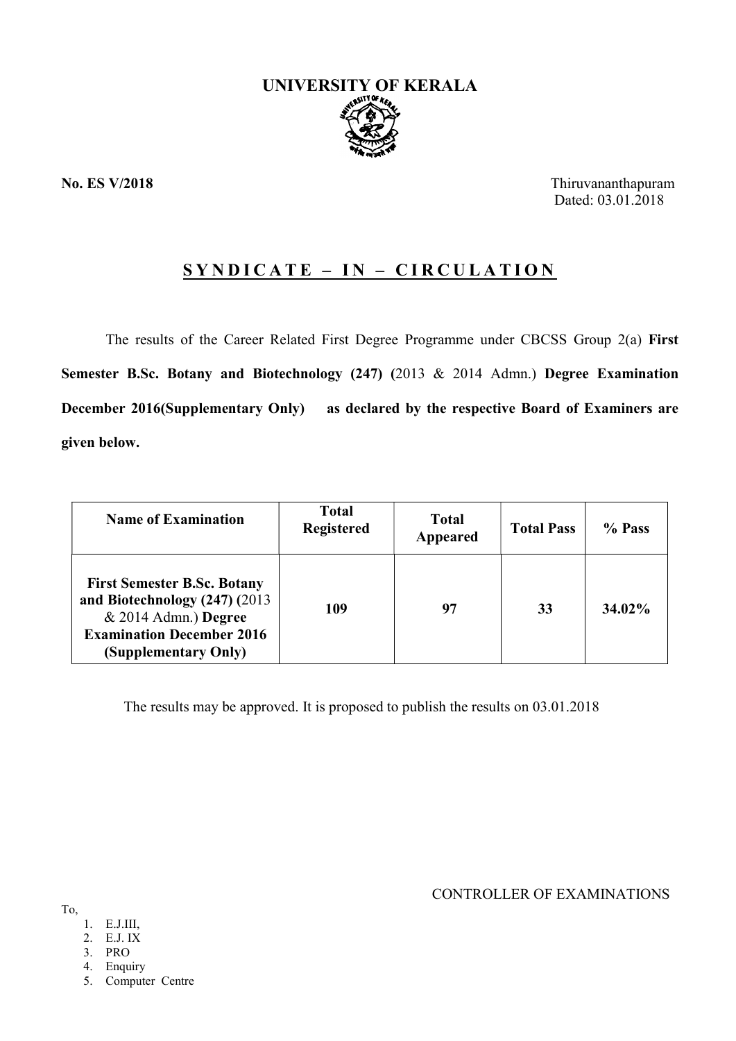# UNIVERSITY OF KERALA

**No. ES V/2018**

Thiruvananthapuram
Dated: 03.01.2018

## SYNDICATE – IN – CIRCULATION

The results of the Career Related First Degree Programme under CBCSS Group 2(a) **First Semester B.Sc. Botany and Biotechnology (247) (**2013 & 2014 Admn.) **Degree Examination December 2016(Supplementary Only) as declared by the respective Board of Examiners are given below.**

| Name of Examination | Total Registered | Total Appeared | Total Pass | % Pass |
|---|---|---|---|---|
| **First Semester B.Sc. Botany and Biotechnology (247) (**2013 & 2014 Admn.) **Degree Examination December 2016 (Supplementary Only)** | **109** | **97** | **33** | **34.02%** |

The results may be approved. It is proposed to publish the results on 03.01.2018

CONTROLLER OF EXAMINATIONS

To,

1. E.J.III,
2. E.J. IX
3. PRO
4. Enquiry
5. Computer Centre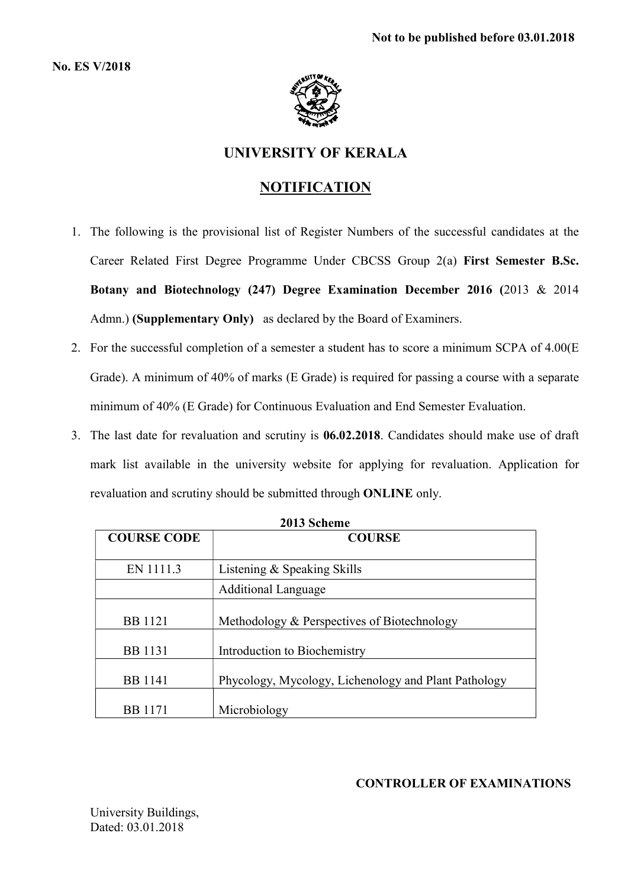Not to be published before 03.01.2018

**No. ES V/2018**

# UNIVERSITY OF KERALA

## NOTIFICATION

1. The following is the provisional list of Register Numbers of the successful candidates at the Career Related First Degree Programme Under CBCSS Group 2(a) **First Semester B.Sc. Botany and Biotechnology (247) Degree Examination December 2016 (**2013 & 2014 Admn.) **(Supplementary Only)** as declared by the Board of Examiners.
2. For the successful completion of a semester a student has to score a minimum SCPA of 4.00(E Grade). A minimum of 40% of marks (E Grade) is required for passing a course with a separate minimum of 40% (E Grade) for Continuous Evaluation and End Semester Evaluation.
3. The last date for revaluation and scrutiny is **06.02.2018**. Candidates should make use of draft mark list available in the university website for applying for revaluation. Application for revaluation and scrutiny should be submitted through **ONLINE** only.

**2013 Scheme**

| COURSE CODE | COURSE |
|---|---|
| EN 1111.3 | Listening & Speaking Skills |
| | Additional Language |
| BB 1121 | Methodology & Perspectives of Biotechnology |
| BB 1131 | Introduction to Biochemistry |
| BB 1141 | Phycology, Mycology, Lichenology and Plant Pathology |
| BB 1171 | Microbiology |

**CONTROLLER OF EXAMINATIONS**

University Buildings,
Dated: 03.01.2018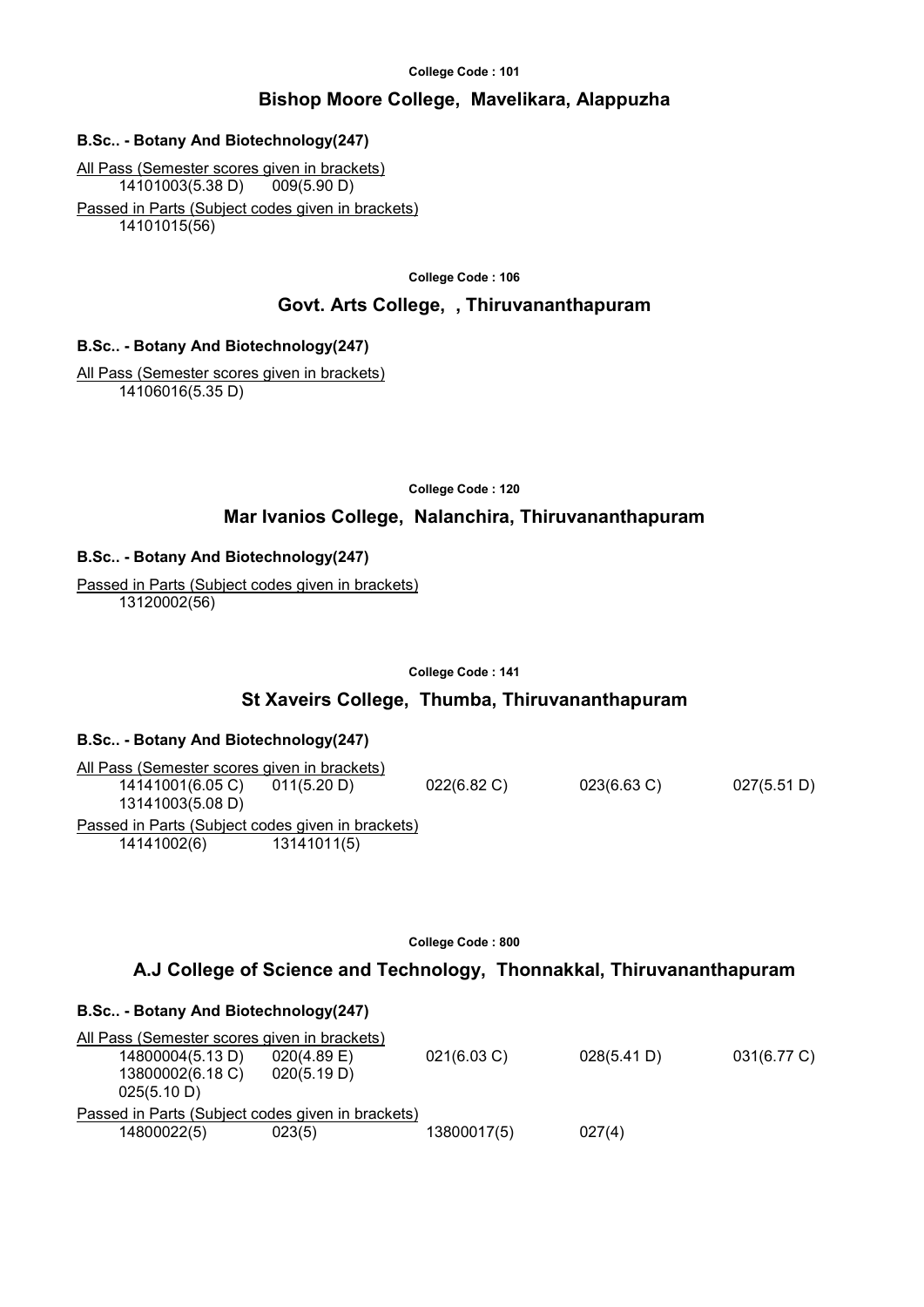College Code : 101

## Bishop Moore College, Mavelikara, Alappuzha

**B.Sc.. - Botany And Biotechnology(247)**

All Pass (Semester scores given in brackets)

14101003(5.38 D) 009(5.90 D)

Passed in Parts (Subject codes given in brackets)

14101015(56)

College Code : 106

## Govt. Arts College, , Thiruvananthapuram

**B.Sc.. - Botany And Biotechnology(247)**

All Pass (Semester scores given in brackets)

14106016(5.35 D)

College Code : 120

## Mar Ivanios College, Nalanchira, Thiruvananthapuram

**B.Sc.. - Botany And Biotechnology(247)**

Passed in Parts (Subject codes given in brackets)

13120002(56)

College Code : 141

## St Xaveirs College, Thumba, Thiruvananthapuram

**B.Sc.. - Botany And Biotechnology(247)**

All Pass (Semester scores given in brackets)

14141001(6.05 C) 011(5.20 D) 022(6.82 C) 023(6.63 C) 027(5.51 D)
13141003(5.08 D)

Passed in Parts (Subject codes given in brackets)

14141002(6) 13141011(5)

College Code : 800

## A.J College of Science and Technology, Thonnakkal, Thiruvananthapuram

**B.Sc.. - Botany And Biotechnology(247)**

All Pass (Semester scores given in brackets)

14800004(5.13 D) 020(4.89 E) 021(6.03 C) 028(5.41 D) 031(6.77 C)
13800002(6.18 C) 020(5.19 D)
025(5.10 D)

Passed in Parts (Subject codes given in brackets)

14800022(5) 023(5) 13800017(5) 027(4)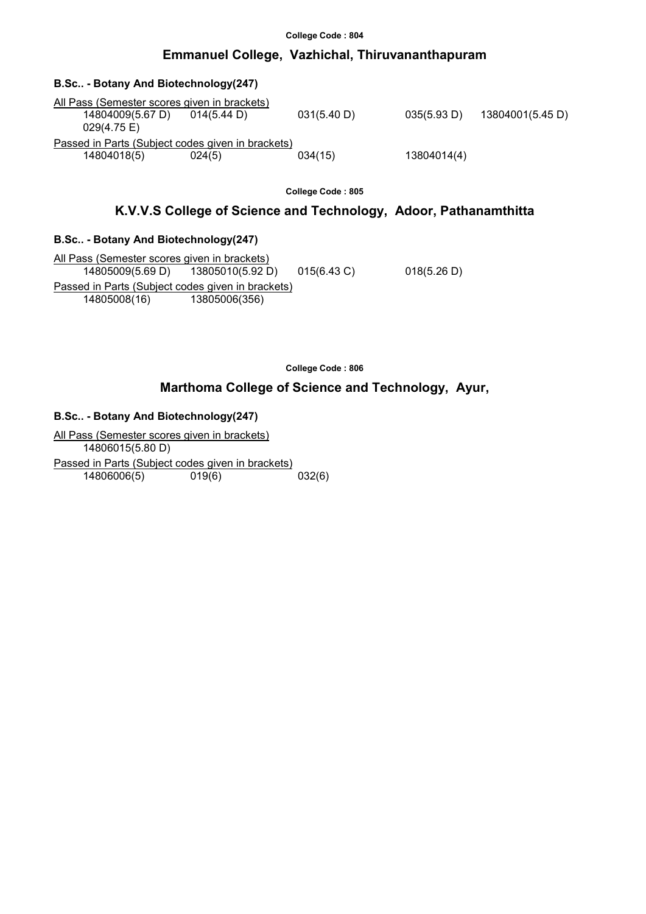College Code : 804

## Emmanuel College, Vazhichal, Thiruvananthapuram

### B.Sc.. - Botany And Biotechnology(247)

All Pass (Semester scores given in brackets)

14804009(5.67 D) 014(5.44 D) 031(5.40 D) 035(5.93 D) 13804001(5.45 D) 029(4.75 E)

Passed in Parts (Subject codes given in brackets)

14804018(5) 024(5) 034(15) 13804014(4)

College Code : 805

## K.V.V.S College of Science and Technology, Adoor, Pathanamthitta

### B.Sc.. - Botany And Biotechnology(247)

All Pass (Semester scores given in brackets)

14805009(5.69 D) 13805010(5.92 D) 015(6.43 C) 018(5.26 D)

Passed in Parts (Subject codes given in brackets)

14805008(16) 13805006(356)

College Code : 806

## Marthoma College of Science and Technology, Ayur,

### B.Sc.. - Botany And Biotechnology(247)

All Pass (Semester scores given in brackets)

14806015(5.80 D)

Passed in Parts (Subject codes given in brackets)

14806006(5) 019(6) 032(6)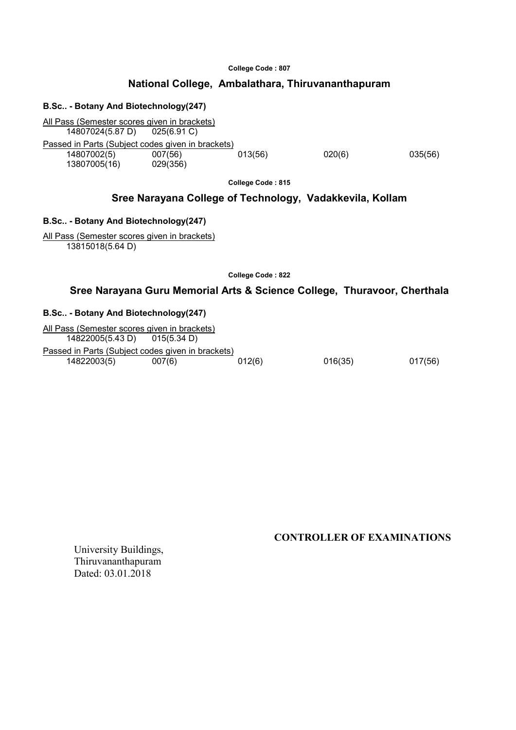College Code : 807

## National College, Ambalathara, Thiruvananthapuram

**B.Sc.. - Botany And Biotechnology(247)**

All Pass (Semester scores given in brackets)

| | |
|---|---|
| 14807024(5.87 D) | 025(6.91 C) |

Passed in Parts (Subject codes given in brackets)

| | | | | |
|---|---|---|---|---|
| 14807002(5) | 007(56) | 013(56) | 020(6) | 035(56) |
| 13807005(16) | 029(356) | | | |

College Code : 815

## Sree Narayana College of Technology, Vadakkevila, Kollam

**B.Sc.. - Botany And Biotechnology(247)**

All Pass (Semester scores given in brackets)

13815018(5.64 D)

College Code : 822

## Sree Narayana Guru Memorial Arts & Science College, Thuravoor, Cherthala

**B.Sc.. - Botany And Biotechnology(247)**

All Pass (Semester scores given in brackets)

| | |
|---|---|
| 14822005(5.43 D) | 015(5.34 D) |

Passed in Parts (Subject codes given in brackets)

| | | | | |
|---|---|---|---|---|
| 14822003(5) | 007(6) | 012(6) | 016(35) | 017(56) |

**CONTROLLER OF EXAMINATIONS**

University Buildings,
Thiruvananthapuram
Dated: 03.01.2018